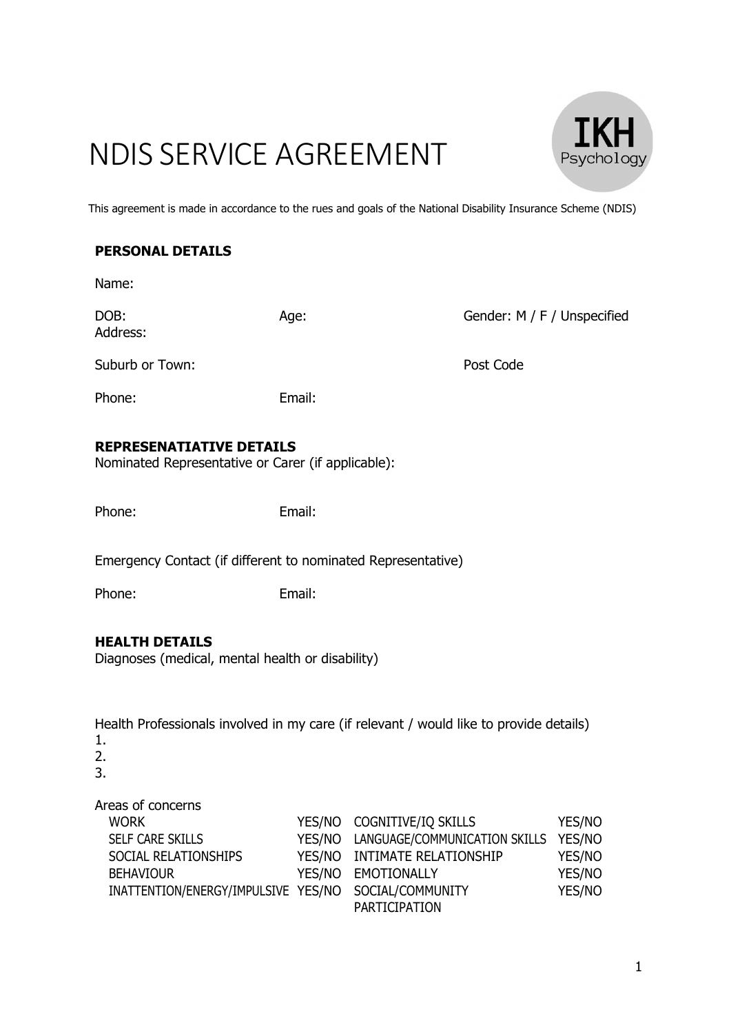# NDIS SERVICE AGREEMENT

IKH Psychology

This agreement is made in accordance to the rues and goals of the National Disability Insurance Scheme (NDIS)

**PERSONAL DETAILS**

Name:

DOB: Age: Gender: M / F / Unspecified

Address:

Suburb or Town: Post Code

Phone: Email:

**REPRESENATIATIVE DETAILS**

Nominated Representative or Carer (if applicable):

Phone: Email:

Emergency Contact (if different to nominated Representative)

Phone: Email:

**HEALTH DETAILS**

Diagnoses (medical, mental health or disability)

Health Professionals involved in my care (if relevant / would like to provide details)

1.
2.
3.

Areas of concerns

| | | | |
|---|---|---|---|
| WORK | YES/NO | COGNITIVE/IQ SKILLS | YES/NO |
| SELF CARE SKILLS | YES/NO | LANGUAGE/COMMUNICATION SKILLS | YES/NO |
| SOCIAL RELATIONSHIPS | YES/NO | INTIMATE RELATIONSHIP | YES/NO |
| BEHAVIOUR | YES/NO | EMOTIONALLY | YES/NO |
| INATTENTION/ENERGY/IMPULSIVE | YES/NO | SOCIAL/COMMUNITY PARTICIPATION | YES/NO |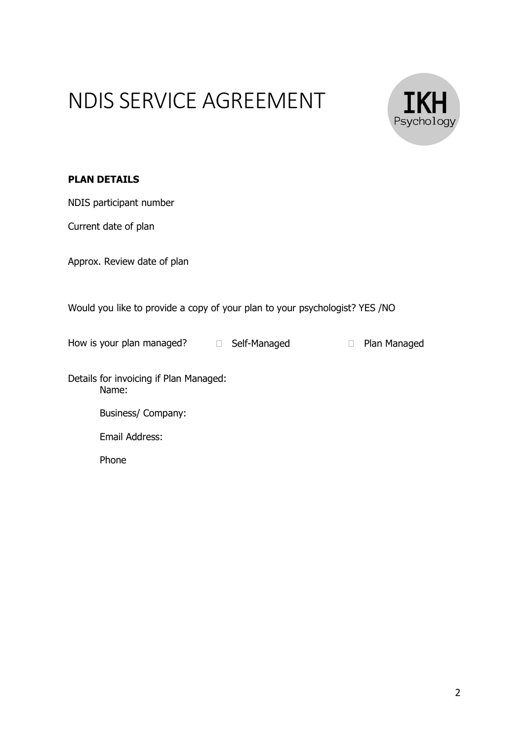# NDIS SERVICE AGREEMENT

**PLAN DETAILS**

NDIS participant number

Current date of plan

Approx. Review date of plan

Would you like to provide a copy of your plan to your psychologist? YES /NO

How is your plan managed? ☐ Self-Managed ☐ Plan Managed

Details for invoicing if Plan Managed:

Name:

Business/ Company:

Email Address:

Phone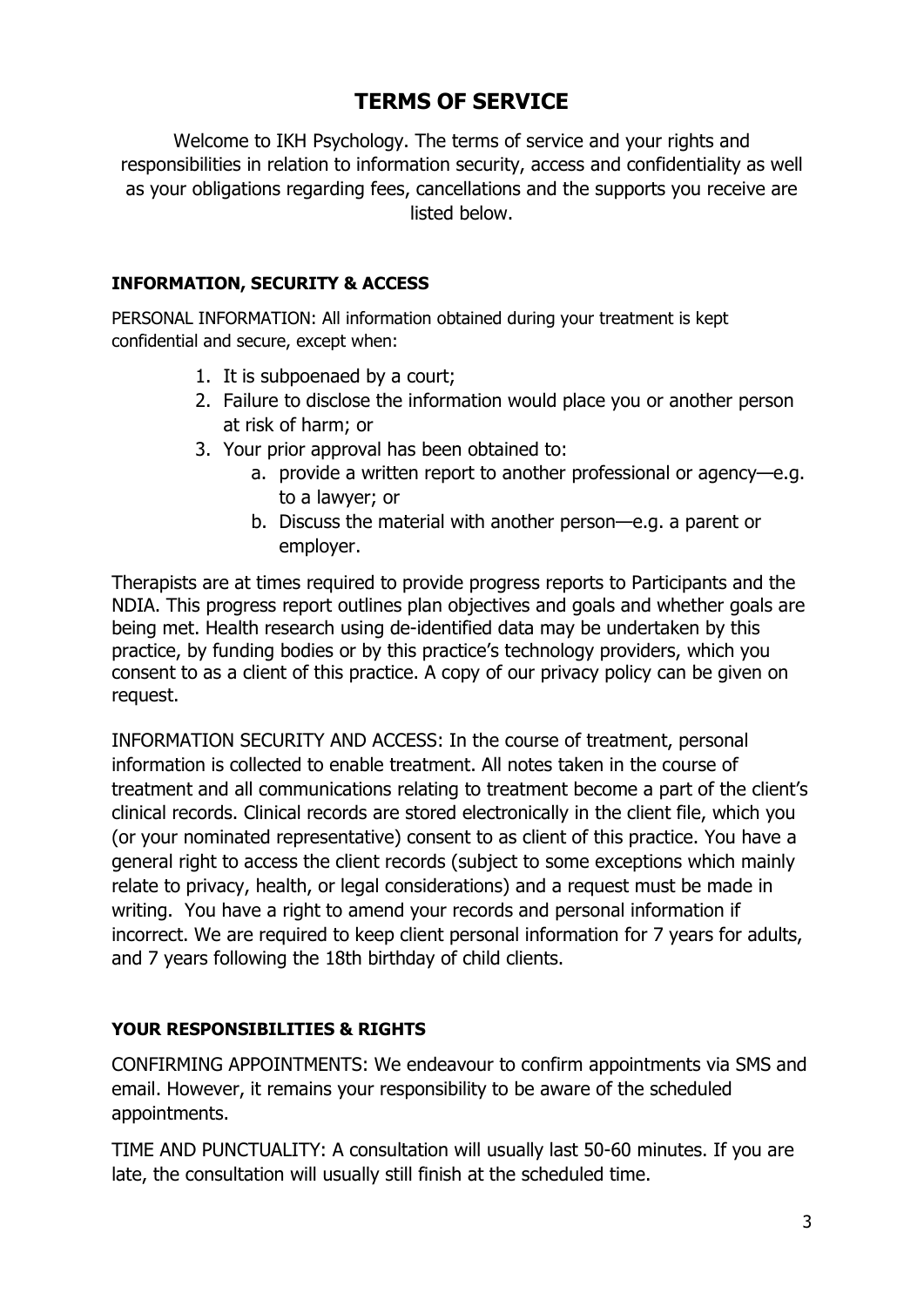# TERMS OF SERVICE

Welcome to IKH Psychology. The terms of service and your rights and responsibilities in relation to information security, access and confidentiality as well as your obligations regarding fees, cancellations and the supports you receive are listed below.

## INFORMATION, SECURITY & ACCESS

PERSONAL INFORMATION: All information obtained during your treatment is kept confidential and secure, except when:

1. It is subpoenaed by a court;
2. Failure to disclose the information would place you or another person at risk of harm; or
3. Your prior approval has been obtained to:
   a. provide a written report to another professional or agency—e.g. to a lawyer; or
   b. Discuss the material with another person—e.g. a parent or employer.

Therapists are at times required to provide progress reports to Participants and the NDIA. This progress report outlines plan objectives and goals and whether goals are being met. Health research using de-identified data may be undertaken by this practice, by funding bodies or by this practice's technology providers, which you consent to as a client of this practice. A copy of our privacy policy can be given on request.

INFORMATION SECURITY AND ACCESS: In the course of treatment, personal information is collected to enable treatment. All notes taken in the course of treatment and all communications relating to treatment become a part of the client's clinical records. Clinical records are stored electronically in the client file, which you (or your nominated representative) consent to as client of this practice. You have a general right to access the client records (subject to some exceptions which mainly relate to privacy, health, or legal considerations) and a request must be made in writing. You have a right to amend your records and personal information if incorrect. We are required to keep client personal information for 7 years for adults, and 7 years following the 18th birthday of child clients.

## YOUR RESPONSIBILITIES & RIGHTS

CONFIRMING APPOINTMENTS: We endeavour to confirm appointments via SMS and email. However, it remains your responsibility to be aware of the scheduled appointments.

TIME AND PUNCTUALITY: A consultation will usually last 50-60 minutes. If you are late, the consultation will usually still finish at the scheduled time.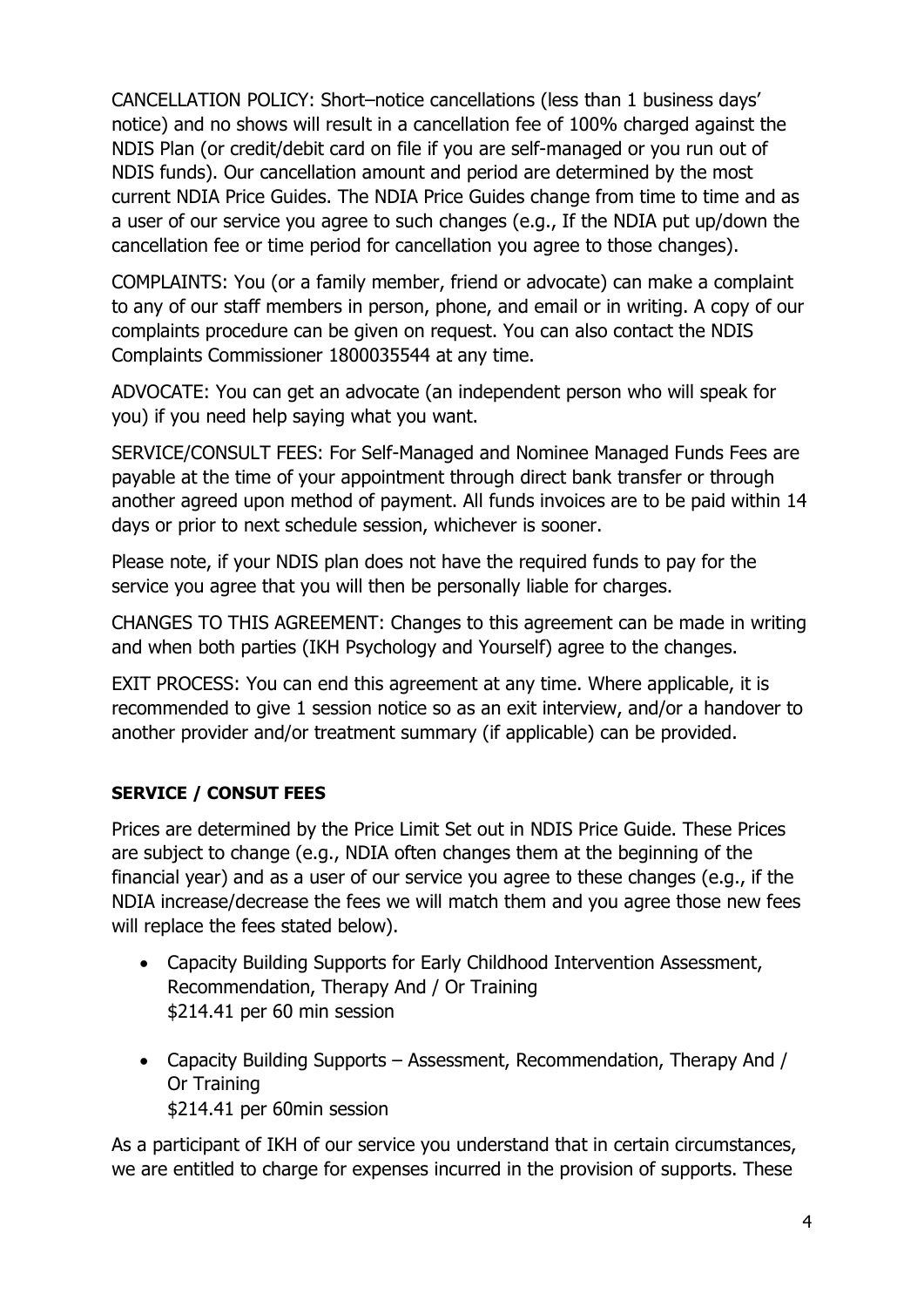CANCELLATION POLICY: Short–notice cancellations (less than 1 business days' notice) and no shows will result in a cancellation fee of 100% charged against the NDIS Plan (or credit/debit card on file if you are self-managed or you run out of NDIS funds). Our cancellation amount and period are determined by the most current NDIA Price Guides. The NDIA Price Guides change from time to time and as a user of our service you agree to such changes (e.g., If the NDIA put up/down the cancellation fee or time period for cancellation you agree to those changes).

COMPLAINTS: You (or a family member, friend or advocate) can make a complaint to any of our staff members in person, phone, and email or in writing. A copy of our complaints procedure can be given on request. You can also contact the NDIS Complaints Commissioner 1800035544 at any time.

ADVOCATE: You can get an advocate (an independent person who will speak for you) if you need help saying what you want.

SERVICE/CONSULT FEES: For Self-Managed and Nominee Managed Funds Fees are payable at the time of your appointment through direct bank transfer or through another agreed upon method of payment. All funds invoices are to be paid within 14 days or prior to next schedule session, whichever is sooner.

Please note, if your NDIS plan does not have the required funds to pay for the service you agree that you will then be personally liable for charges.

CHANGES TO THIS AGREEMENT: Changes to this agreement can be made in writing and when both parties (IKH Psychology and Yourself) agree to the changes.

EXIT PROCESS: You can end this agreement at any time. Where applicable, it is recommended to give 1 session notice so as an exit interview, and/or a handover to another provider and/or treatment summary (if applicable) can be provided.

**SERVICE / CONSUT FEES**

Prices are determined by the Price Limit Set out in NDIS Price Guide. These Prices are subject to change (e.g., NDIA often changes them at the beginning of the financial year) and as a user of our service you agree to these changes (e.g., if the NDIA increase/decrease the fees we will match them and you agree those new fees will replace the fees stated below).

- Capacity Building Supports for Early Childhood Intervention Assessment, Recommendation, Therapy And / Or Training
  $214.41 per 60 min session
- Capacity Building Supports – Assessment, Recommendation, Therapy And / Or Training
  $214.41 per 60min session

As a participant of IKH of our service you understand that in certain circumstances, we are entitled to charge for expenses incurred in the provision of supports. These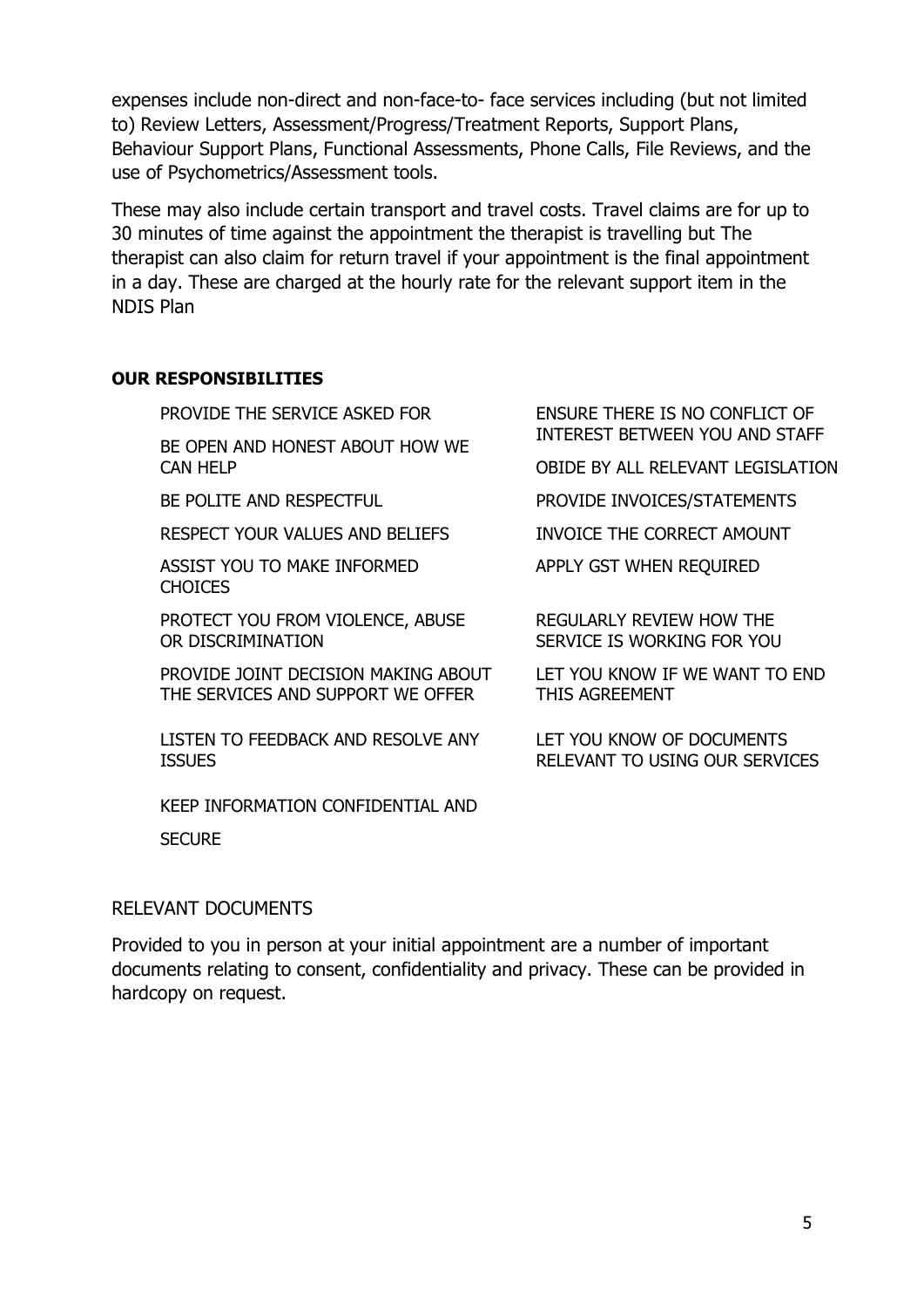expenses include non-direct and non-face-to- face services including (but not limited to) Review Letters, Assessment/Progress/Treatment Reports, Support Plans, Behaviour Support Plans, Functional Assessments, Phone Calls, File Reviews, and the use of Psychometrics/Assessment tools.

These may also include certain transport and travel costs. Travel claims are for up to 30 minutes of time against the appointment the therapist is travelling but The therapist can also claim for return travel if your appointment is the final appointment in a day. These are charged at the hourly rate for the relevant support item in the NDIS Plan

**OUR RESPONSIBILITIES**

- PROVIDE THE SERVICE ASKED FOR
- BE OPEN AND HONEST ABOUT HOW WE CAN HELP
- BE POLITE AND RESPECTFUL
- RESPECT YOUR VALUES AND BELIEFS
- ASSIST YOU TO MAKE INFORMED CHOICES
- PROTECT YOU FROM VIOLENCE, ABUSE OR DISCRIMINATION
- PROVIDE JOINT DECISION MAKING ABOUT THE SERVICES AND SUPPORT WE OFFER
- LISTEN TO FEEDBACK AND RESOLVE ANY ISSUES
- KEEP INFORMATION CONFIDENTIAL AND SECURE
- ENSURE THERE IS NO CONFLICT OF INTEREST BETWEEN YOU AND STAFF
- OBIDE BY ALL RELEVANT LEGISLATION
- PROVIDE INVOICES/STATEMENTS
- INVOICE THE CORRECT AMOUNT
- APPLY GST WHEN REQUIRED
- REGULARLY REVIEW HOW THE SERVICE IS WORKING FOR YOU
- LET YOU KNOW IF WE WANT TO END THIS AGREEMENT
- LET YOU KNOW OF DOCUMENTS RELEVANT TO USING OUR SERVICES

RELEVANT DOCUMENTS

Provided to you in person at your initial appointment are a number of important documents relating to consent, confidentiality and privacy. These can be provided in hardcopy on request.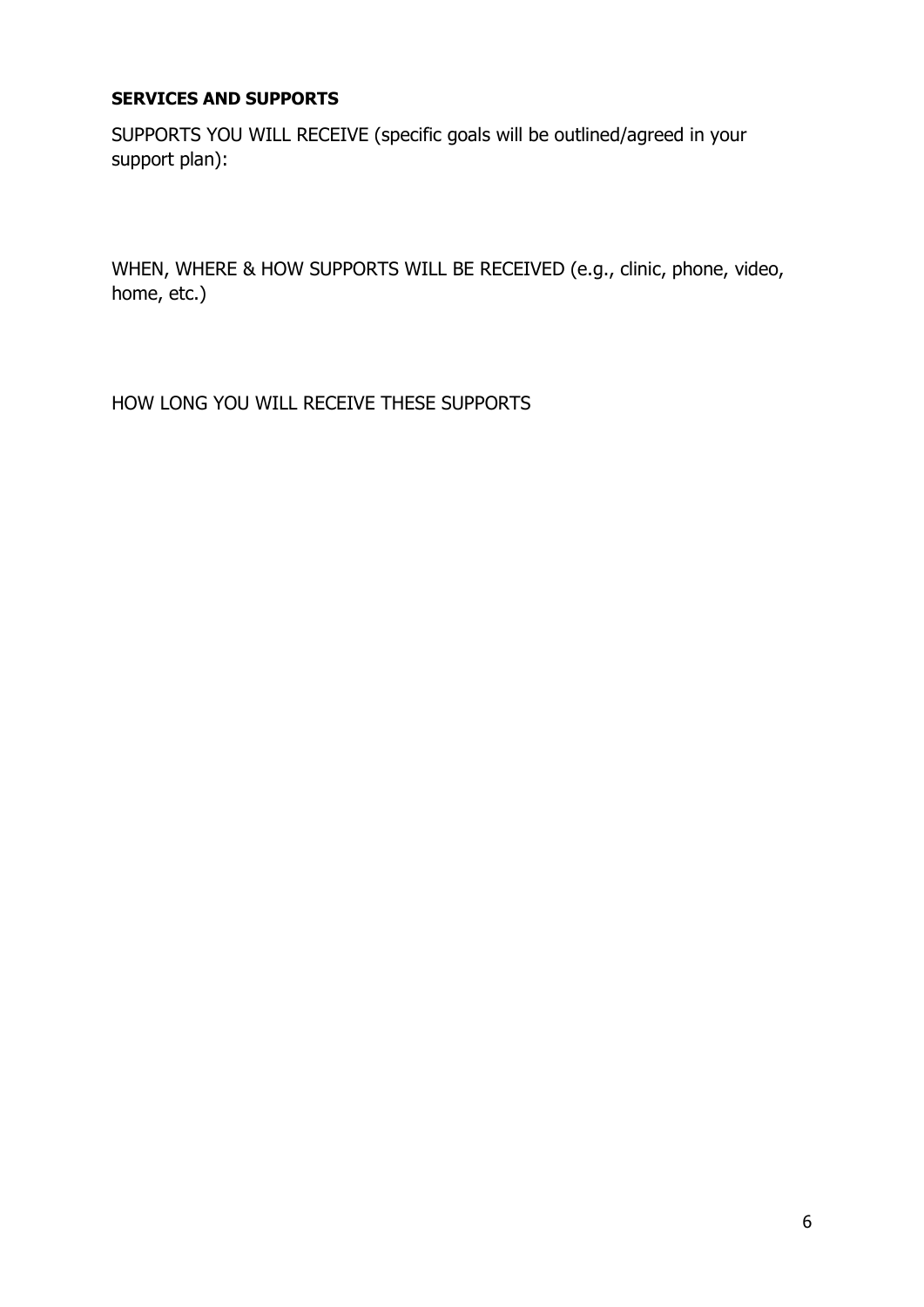**SERVICES AND SUPPORTS**

SUPPORTS YOU WILL RECEIVE (specific goals will be outlined/agreed in your support plan):

WHEN, WHERE & HOW SUPPORTS WILL BE RECEIVED (e.g., clinic, phone, video, home, etc.)

HOW LONG YOU WILL RECEIVE THESE SUPPORTS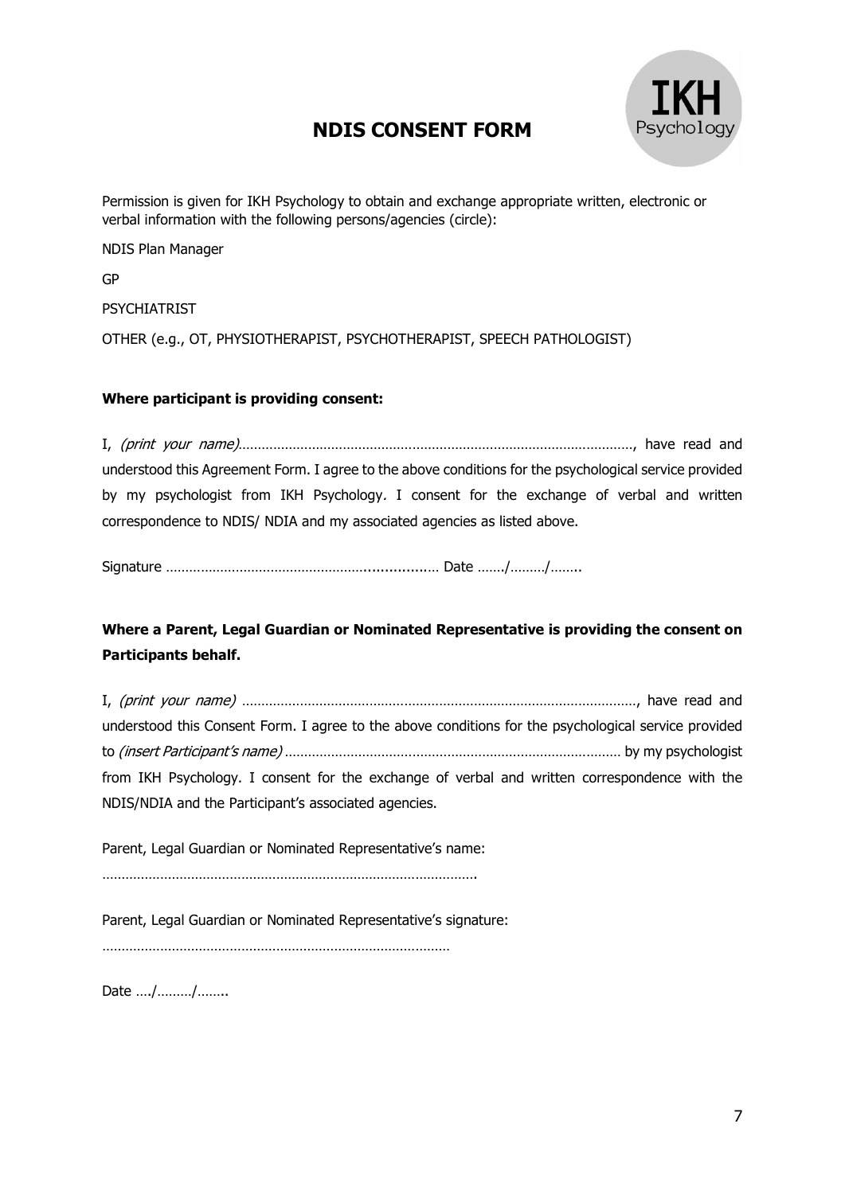# NDIS CONSENT FORM

IKH Psychology

Permission is given for IKH Psychology to obtain and exchange appropriate written, electronic or verbal information with the following persons/agencies (circle):

NDIS Plan Manager

GP

PSYCHIATRIST

OTHER (e.g., OT, PHYSIOTHERAPIST, PSYCHOTHERAPIST, SPEECH PATHOLOGIST)

**Where participant is providing consent:**

I, *(print your name)*……………………………………………………………………………………………, have read and understood this Agreement Form. I agree to the above conditions for the psychological service provided by my psychologist from IKH Psychology. I consent for the exchange of verbal and written correspondence to NDIS/ NDIA and my associated agencies as listed above.

Signature ……………………………………………................… Date ……/………/……..

**Where a Parent, Legal Guardian or Nominated Representative is providing the consent on Participants behalf.**

I, *(print your name)* ……………………………………………………………………………………………, have read and understood this Consent Form. I agree to the above conditions for the psychological service provided to *(insert Participant's name)* …………………………………………………………………………… by my psychologist from IKH Psychology. I consent for the exchange of verbal and written correspondence with the NDIS/NDIA and the Participant's associated agencies.

Parent, Legal Guardian or Nominated Representative's name:

…………………………………………………………………………………….

Parent, Legal Guardian or Nominated Representative's signature:

……………………………………………………………………………

Date …./………/……..